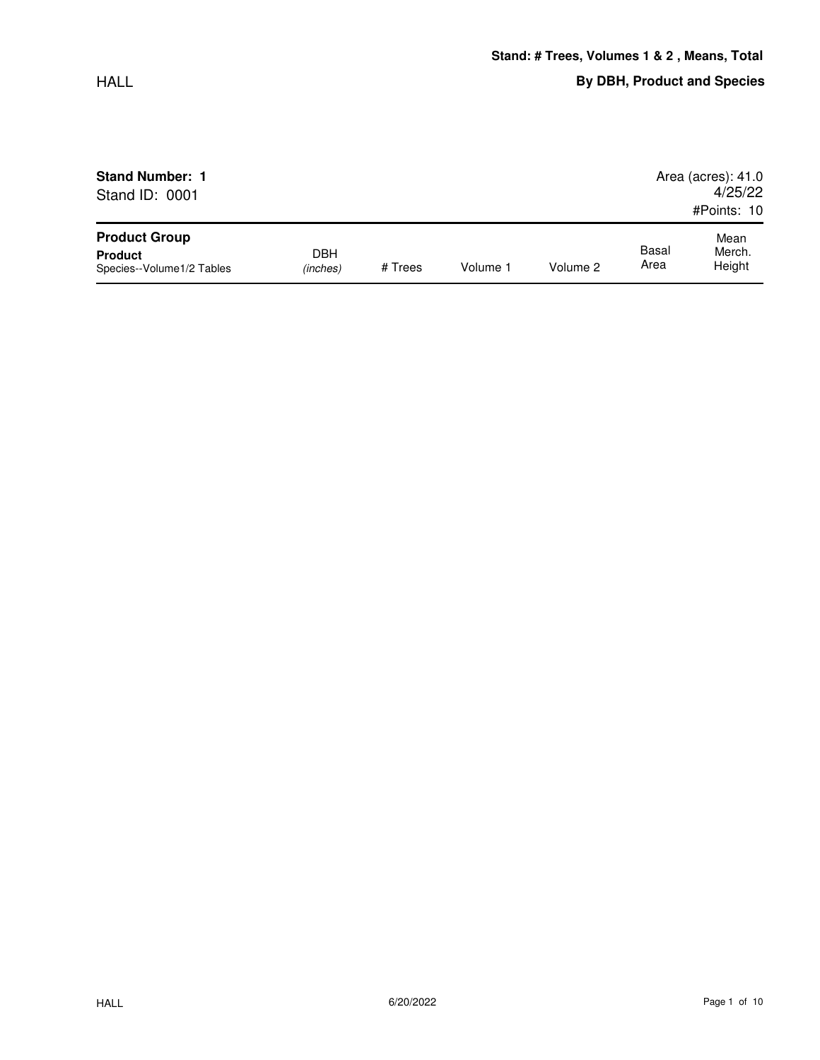HALL

**Stand: # Trees, Volumes 1 & 2 , Means, Total**

**By DBH, Product and Species**

**Stand Number: 1**
Stand ID: 0001

Area (acres): 41.0
4/25/22
#Points: 10

| **Product Group**<br>**Product**<br>Species--Volume1/2 Tables | DBH<br>*(inches)* | # Trees | Volume 1 | Volume 2 | Basal Area | Mean Merch. Height |
|---|---|---|---|---|---|---|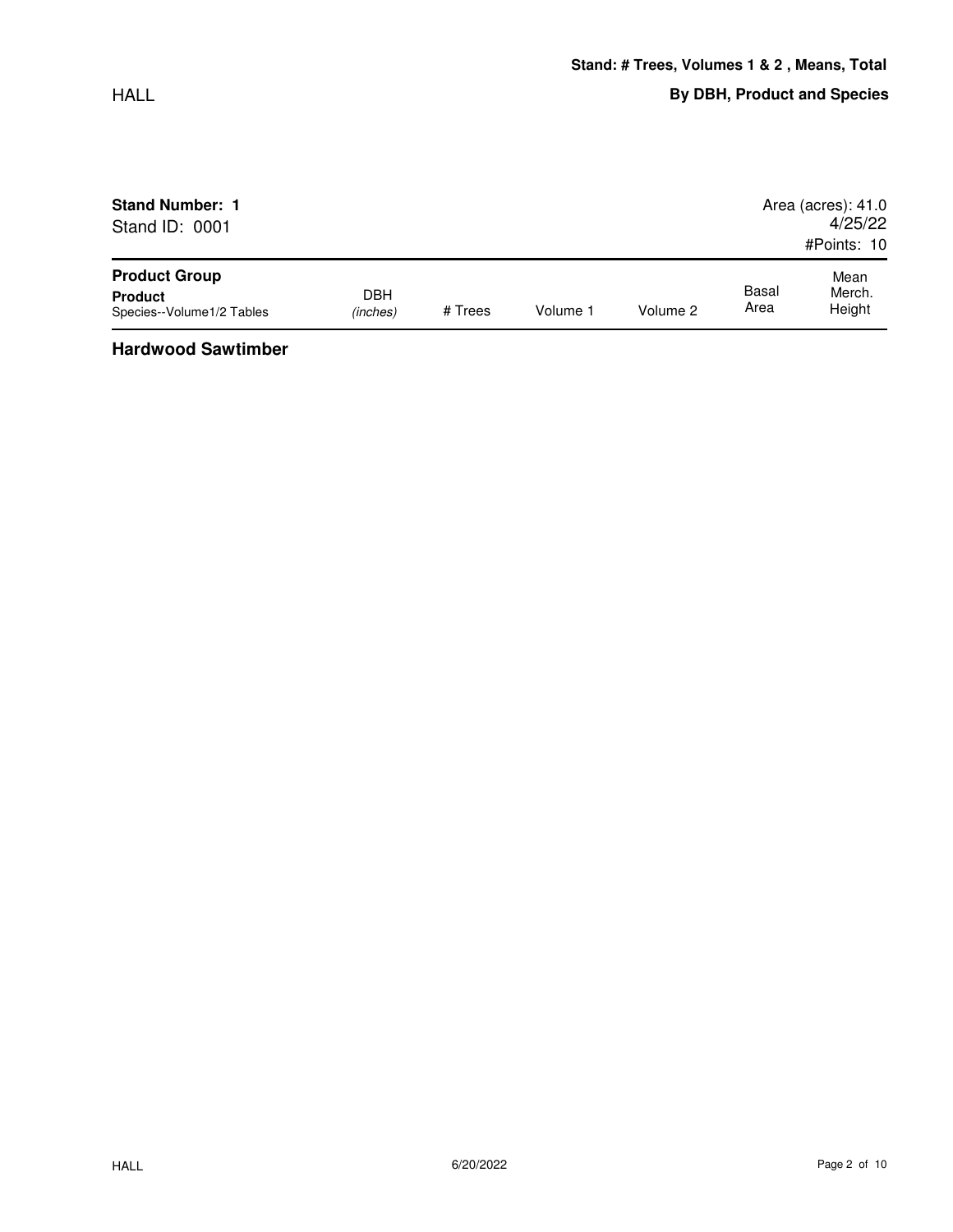## Stand: # Trees, Volumes 1 & 2 , Means, Total

### By DBH, Product and Species

**Stand Number: 1**
Stand ID: 0001

Area (acres): 41.0
4/25/22
#Points: 10

| **Product Group** **Product** Species--Volume1/2 Tables | DBH *(inches)* | # Trees | Volume 1 | Volume 2 | Basal Area | Mean Merch. Height |
|---|---|---|---|---|---|---|

**Hardwood Sawtimber**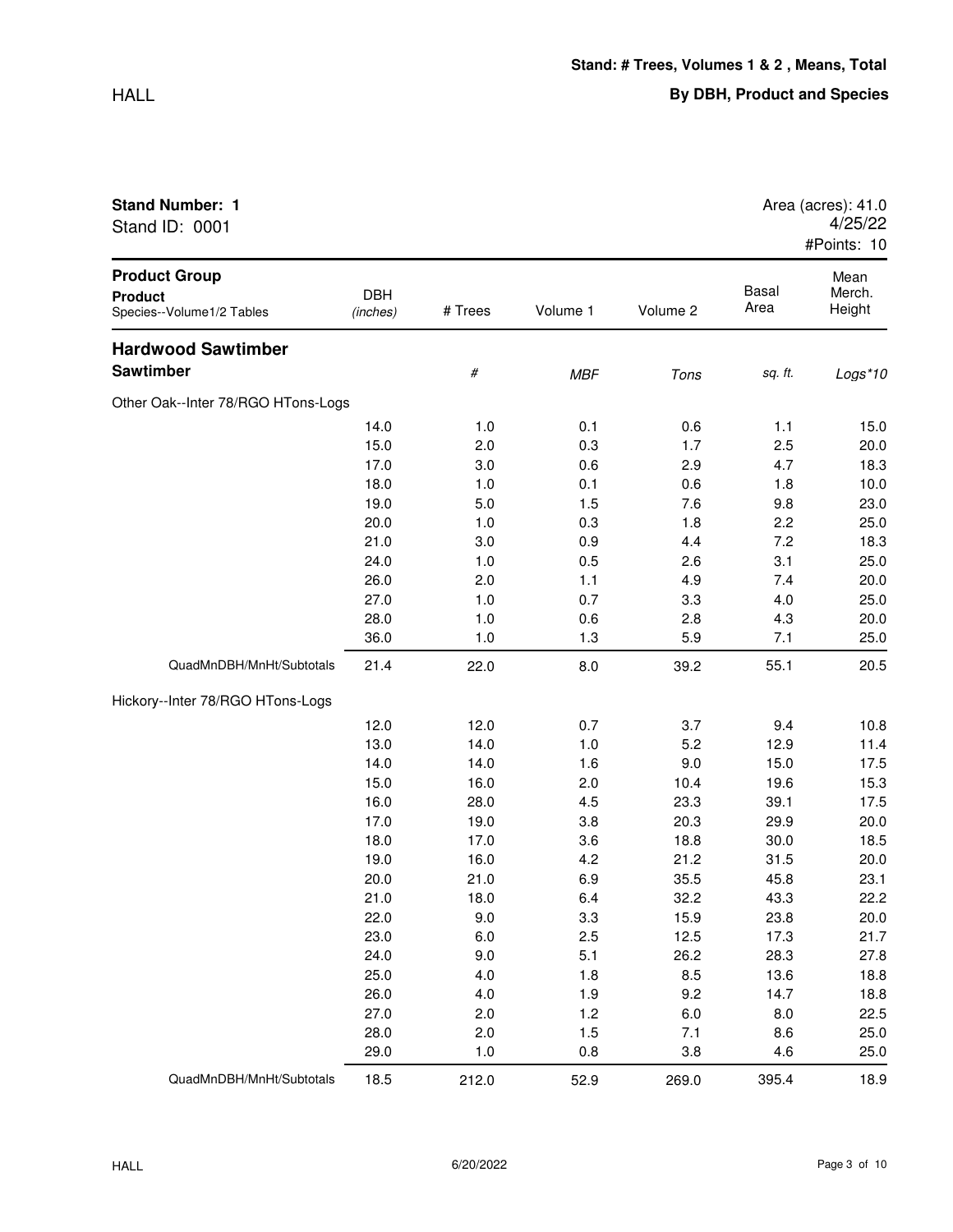## Stand: # Trees, Volumes 1 & 2 , Means, Total

## By DBH, Product and Species

**Stand Number: 1**
Stand ID: 0001

Area (acres): 41.0
4/25/22
#Points: 10

| Product Group / Product / Species--Volume1/2 Tables | DBH (inches) | # Trees | Volume 1 | Volume 2 | Basal Area | Mean Merch. Height |
|---|---|---|---|---|---|---|
| **Hardwood Sawtimber** | | | | | | |
| **Sawtimber** | | *#* | *MBF* | *Tons* | *sq. ft.* | *Logs\*10* |
| Other Oak--Inter 78/RGO HTons-Logs | | | | | | |
| | 14.0 | 1.0 | 0.1 | 0.6 | 1.1 | 15.0 |
| | 15.0 | 2.0 | 0.3 | 1.7 | 2.5 | 20.0 |
| | 17.0 | 3.0 | 0.6 | 2.9 | 4.7 | 18.3 |
| | 18.0 | 1.0 | 0.1 | 0.6 | 1.8 | 10.0 |
| | 19.0 | 5.0 | 1.5 | 7.6 | 9.8 | 23.0 |
| | 20.0 | 1.0 | 0.3 | 1.8 | 2.2 | 25.0 |
| | 21.0 | 3.0 | 0.9 | 4.4 | 7.2 | 18.3 |
| | 24.0 | 1.0 | 0.5 | 2.6 | 3.1 | 25.0 |
| | 26.0 | 2.0 | 1.1 | 4.9 | 7.4 | 20.0 |
| | 27.0 | 1.0 | 0.7 | 3.3 | 4.0 | 25.0 |
| | 28.0 | 1.0 | 0.6 | 2.8 | 4.3 | 20.0 |
| | 36.0 | 1.0 | 1.3 | 5.9 | 7.1 | 25.0 |
| QuadMnDBH/MnHt/Subtotals | 21.4 | 22.0 | 8.0 | 39.2 | 55.1 | 20.5 |
| Hickory--Inter 78/RGO HTons-Logs | | | | | | |
| | 12.0 | 12.0 | 0.7 | 3.7 | 9.4 | 10.8 |
| | 13.0 | 14.0 | 1.0 | 5.2 | 12.9 | 11.4 |
| | 14.0 | 14.0 | 1.6 | 9.0 | 15.0 | 17.5 |
| | 15.0 | 16.0 | 2.0 | 10.4 | 19.6 | 15.3 |
| | 16.0 | 28.0 | 4.5 | 23.3 | 39.1 | 17.5 |
| | 17.0 | 19.0 | 3.8 | 20.3 | 29.9 | 20.0 |
| | 18.0 | 17.0 | 3.6 | 18.8 | 30.0 | 18.5 |
| | 19.0 | 16.0 | 4.2 | 21.2 | 31.5 | 20.0 |
| | 20.0 | 21.0 | 6.9 | 35.5 | 45.8 | 23.1 |
| | 21.0 | 18.0 | 6.4 | 32.2 | 43.3 | 22.2 |
| | 22.0 | 9.0 | 3.3 | 15.9 | 23.8 | 20.0 |
| | 23.0 | 6.0 | 2.5 | 12.5 | 17.3 | 21.7 |
| | 24.0 | 9.0 | 5.1 | 26.2 | 28.3 | 27.8 |
| | 25.0 | 4.0 | 1.8 | 8.5 | 13.6 | 18.8 |
| | 26.0 | 4.0 | 1.9 | 9.2 | 14.7 | 18.8 |
| | 27.0 | 2.0 | 1.2 | 6.0 | 8.0 | 22.5 |
| | 28.0 | 2.0 | 1.5 | 7.1 | 8.6 | 25.0 |
| | 29.0 | 1.0 | 0.8 | 3.8 | 4.6 | 25.0 |
| QuadMnDBH/MnHt/Subtotals | 18.5 | 212.0 | 52.9 | 269.0 | 395.4 | 18.9 |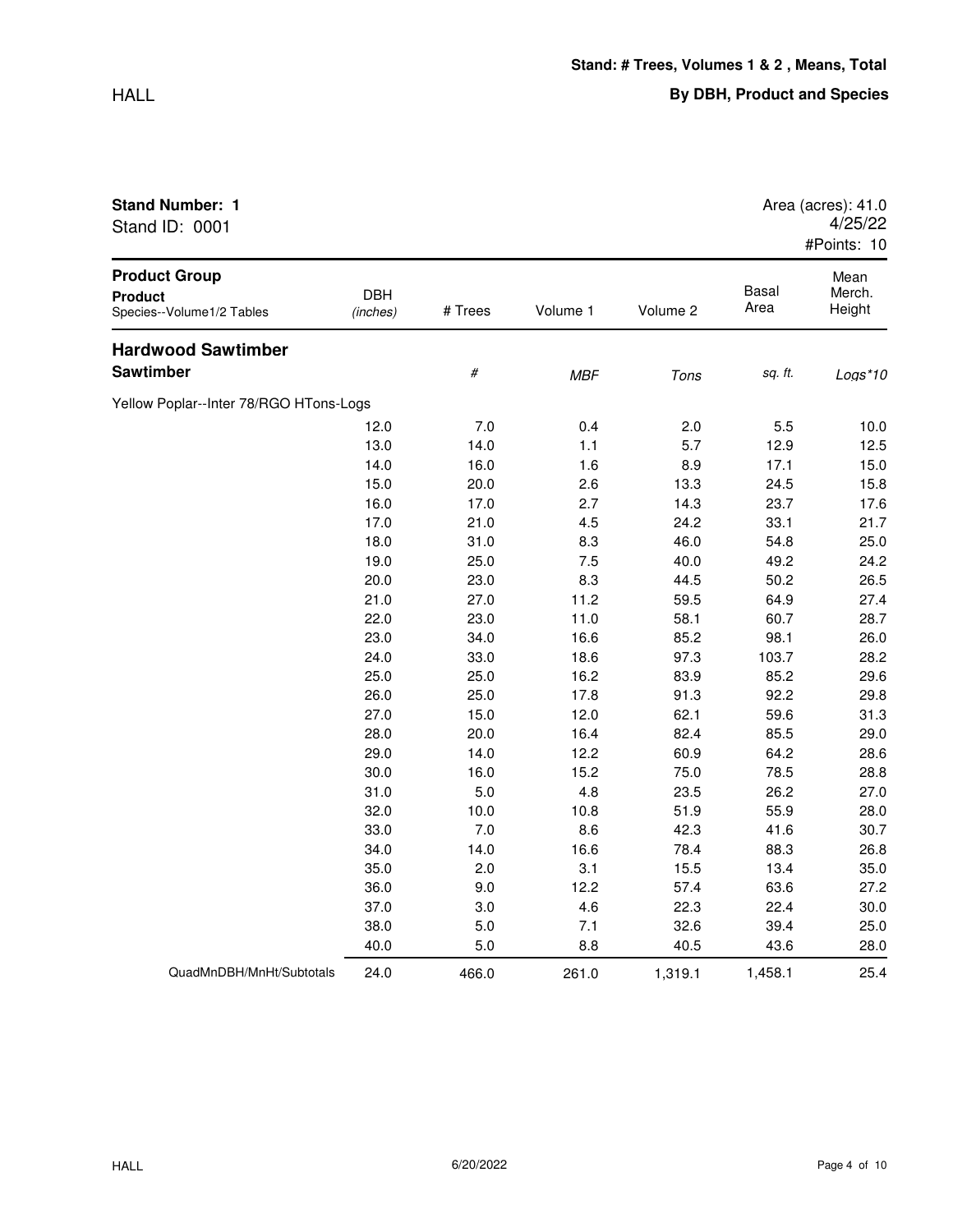**Stand: # Trees, Volumes 1 & 2 , Means, Total**

**By DBH, Product and Species**

**Stand Number: 1**
Stand ID: 0001

Area (acres): 41.0
4/25/22
#Points: 10

| Product Group<br>Product<br>Species--Volume1/2 Tables | DBH (inches) | # Trees | Volume 1 | Volume 2 | Basal Area | Mean Merch. Height |
|---|---|---|---|---|---|---|
| **Hardwood Sawtimber** | | | | | | |
| **Sawtimber** | | *#* | *MBF* | *Tons* | *sq. ft.* | *Logs*10* |
| Yellow Poplar--Inter 78/RGO HTons-Logs | | | | | | |
| | 12.0 | 7.0 | 0.4 | 2.0 | 5.5 | 10.0 |
| | 13.0 | 14.0 | 1.1 | 5.7 | 12.9 | 12.5 |
| | 14.0 | 16.0 | 1.6 | 8.9 | 17.1 | 15.0 |
| | 15.0 | 20.0 | 2.6 | 13.3 | 24.5 | 15.8 |
| | 16.0 | 17.0 | 2.7 | 14.3 | 23.7 | 17.6 |
| | 17.0 | 21.0 | 4.5 | 24.2 | 33.1 | 21.7 |
| | 18.0 | 31.0 | 8.3 | 46.0 | 54.8 | 25.0 |
| | 19.0 | 25.0 | 7.5 | 40.0 | 49.2 | 24.2 |
| | 20.0 | 23.0 | 8.3 | 44.5 | 50.2 | 26.5 |
| | 21.0 | 27.0 | 11.2 | 59.5 | 64.9 | 27.4 |
| | 22.0 | 23.0 | 11.0 | 58.1 | 60.7 | 28.7 |
| | 23.0 | 34.0 | 16.6 | 85.2 | 98.1 | 26.0 |
| | 24.0 | 33.0 | 18.6 | 97.3 | 103.7 | 28.2 |
| | 25.0 | 25.0 | 16.2 | 83.9 | 85.2 | 29.6 |
| | 26.0 | 25.0 | 17.8 | 91.3 | 92.2 | 29.8 |
| | 27.0 | 15.0 | 12.0 | 62.1 | 59.6 | 31.3 |
| | 28.0 | 20.0 | 16.4 | 82.4 | 85.5 | 29.0 |
| | 29.0 | 14.0 | 12.2 | 60.9 | 64.2 | 28.6 |
| | 30.0 | 16.0 | 15.2 | 75.0 | 78.5 | 28.8 |
| | 31.0 | 5.0 | 4.8 | 23.5 | 26.2 | 27.0 |
| | 32.0 | 10.0 | 10.8 | 51.9 | 55.9 | 28.0 |
| | 33.0 | 7.0 | 8.6 | 42.3 | 41.6 | 30.7 |
| | 34.0 | 14.0 | 16.6 | 78.4 | 88.3 | 26.8 |
| | 35.0 | 2.0 | 3.1 | 15.5 | 13.4 | 35.0 |
| | 36.0 | 9.0 | 12.2 | 57.4 | 63.6 | 27.2 |
| | 37.0 | 3.0 | 4.6 | 22.3 | 22.4 | 30.0 |
| | 38.0 | 5.0 | 7.1 | 32.6 | 39.4 | 25.0 |
| | 40.0 | 5.0 | 8.8 | 40.5 | 43.6 | 28.0 |
| QuadMnDBH/MnHt/Subtotals | 24.0 | 466.0 | 261.0 | 1,319.1 | 1,458.1 | 25.4 |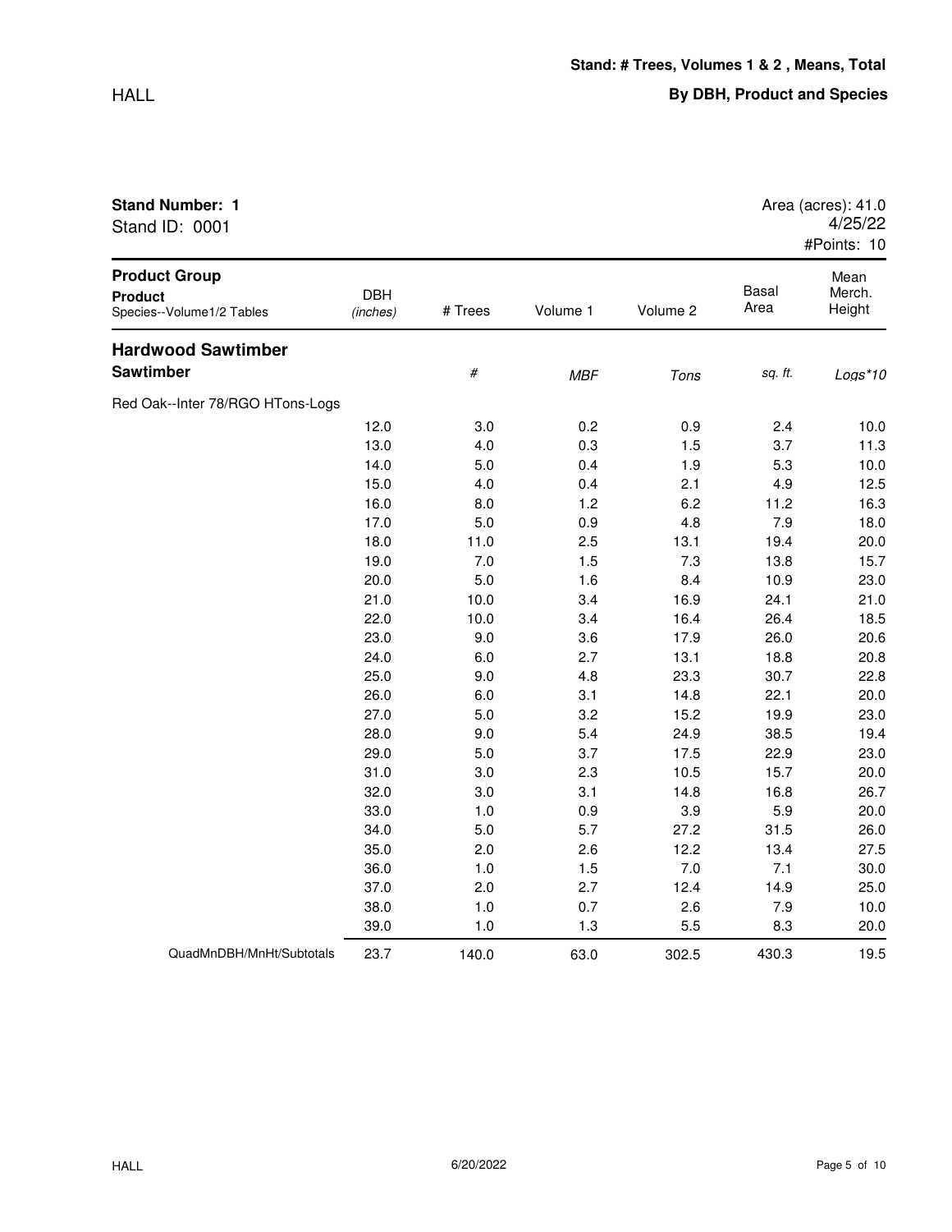**Stand: # Trees, Volumes 1 & 2 , Means, Total**

**By DBH, Product and Species**

**Stand Number: 1**
Stand ID: 0001

Area (acres): 41.0
4/25/22
#Points: 10

| Product Group / Product / Species--Volume1/2 Tables | DBH (inches) | # Trees | Volume 1 | Volume 2 | Basal Area | Mean Merch. Height |
|---|---|---|---|---|---|---|
| **Hardwood Sawtimber** | | | | | | |
| **Sawtimber** | | # | MBF | Tons | sq. ft. | Logs*10 |
| Red Oak--Inter 78/RGO HTons-Logs | | | | | | |
| | 12.0 | 3.0 | 0.2 | 0.9 | 2.4 | 10.0 |
| | 13.0 | 4.0 | 0.3 | 1.5 | 3.7 | 11.3 |
| | 14.0 | 5.0 | 0.4 | 1.9 | 5.3 | 10.0 |
| | 15.0 | 4.0 | 0.4 | 2.1 | 4.9 | 12.5 |
| | 16.0 | 8.0 | 1.2 | 6.2 | 11.2 | 16.3 |
| | 17.0 | 5.0 | 0.9 | 4.8 | 7.9 | 18.0 |
| | 18.0 | 11.0 | 2.5 | 13.1 | 19.4 | 20.0 |
| | 19.0 | 7.0 | 1.5 | 7.3 | 13.8 | 15.7 |
| | 20.0 | 5.0 | 1.6 | 8.4 | 10.9 | 23.0 |
| | 21.0 | 10.0 | 3.4 | 16.9 | 24.1 | 21.0 |
| | 22.0 | 10.0 | 3.4 | 16.4 | 26.4 | 18.5 |
| | 23.0 | 9.0 | 3.6 | 17.9 | 26.0 | 20.6 |
| | 24.0 | 6.0 | 2.7 | 13.1 | 18.8 | 20.8 |
| | 25.0 | 9.0 | 4.8 | 23.3 | 30.7 | 22.8 |
| | 26.0 | 6.0 | 3.1 | 14.8 | 22.1 | 20.0 |
| | 27.0 | 5.0 | 3.2 | 15.2 | 19.9 | 23.0 |
| | 28.0 | 9.0 | 5.4 | 24.9 | 38.5 | 19.4 |
| | 29.0 | 5.0 | 3.7 | 17.5 | 22.9 | 23.0 |
| | 31.0 | 3.0 | 2.3 | 10.5 | 15.7 | 20.0 |
| | 32.0 | 3.0 | 3.1 | 14.8 | 16.8 | 26.7 |
| | 33.0 | 1.0 | 0.9 | 3.9 | 5.9 | 20.0 |
| | 34.0 | 5.0 | 5.7 | 27.2 | 31.5 | 26.0 |
| | 35.0 | 2.0 | 2.6 | 12.2 | 13.4 | 27.5 |
| | 36.0 | 1.0 | 1.5 | 7.0 | 7.1 | 30.0 |
| | 37.0 | 2.0 | 2.7 | 12.4 | 14.9 | 25.0 |
| | 38.0 | 1.0 | 0.7 | 2.6 | 7.9 | 10.0 |
| | 39.0 | 1.0 | 1.3 | 5.5 | 8.3 | 20.0 |
| QuadMnDBH/MnHt/Subtotals | 23.7 | 140.0 | 63.0 | 302.5 | 430.3 | 19.5 |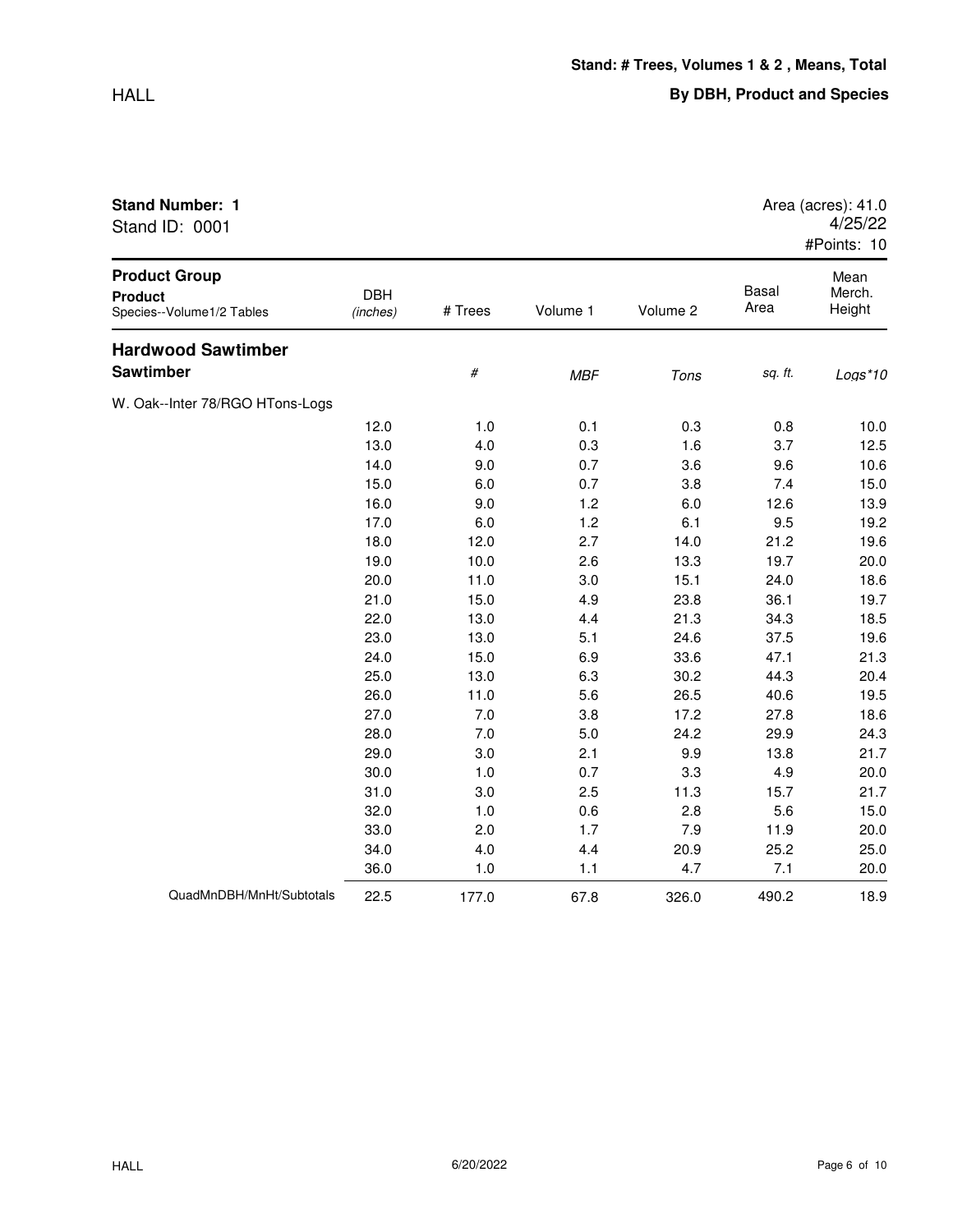## Stand: # Trees, Volumes 1 & 2 , Means, Total

### By DBH, Product and Species

**Stand Number: 1**
Stand ID: 0001

Area (acres): 41.0
4/25/22
#Points: 10

| Product Group / Product / Species--Volume1/2 Tables | DBH (inches) | # Trees | Volume 1 | Volume 2 | Basal Area | Mean Merch. Height |
|---|---|---|---|---|---|---|
| **Hardwood Sawtimber** | | | | | | |
| **Sawtimber** | | *#* | *MBF* | *Tons* | *sq. ft.* | *Logs*10* |
| W. Oak--Inter 78/RGO HTons-Logs | | | | | | |
| | 12.0 | 1.0 | 0.1 | 0.3 | 0.8 | 10.0 |
| | 13.0 | 4.0 | 0.3 | 1.6 | 3.7 | 12.5 |
| | 14.0 | 9.0 | 0.7 | 3.6 | 9.6 | 10.6 |
| | 15.0 | 6.0 | 0.7 | 3.8 | 7.4 | 15.0 |
| | 16.0 | 9.0 | 1.2 | 6.0 | 12.6 | 13.9 |
| | 17.0 | 6.0 | 1.2 | 6.1 | 9.5 | 19.2 |
| | 18.0 | 12.0 | 2.7 | 14.0 | 21.2 | 19.6 |
| | 19.0 | 10.0 | 2.6 | 13.3 | 19.7 | 20.0 |
| | 20.0 | 11.0 | 3.0 | 15.1 | 24.0 | 18.6 |
| | 21.0 | 15.0 | 4.9 | 23.8 | 36.1 | 19.7 |
| | 22.0 | 13.0 | 4.4 | 21.3 | 34.3 | 18.5 |
| | 23.0 | 13.0 | 5.1 | 24.6 | 37.5 | 19.6 |
| | 24.0 | 15.0 | 6.9 | 33.6 | 47.1 | 21.3 |
| | 25.0 | 13.0 | 6.3 | 30.2 | 44.3 | 20.4 |
| | 26.0 | 11.0 | 5.6 | 26.5 | 40.6 | 19.5 |
| | 27.0 | 7.0 | 3.8 | 17.2 | 27.8 | 18.6 |
| | 28.0 | 7.0 | 5.0 | 24.2 | 29.9 | 24.3 |
| | 29.0 | 3.0 | 2.1 | 9.9 | 13.8 | 21.7 |
| | 30.0 | 1.0 | 0.7 | 3.3 | 4.9 | 20.0 |
| | 31.0 | 3.0 | 2.5 | 11.3 | 15.7 | 21.7 |
| | 32.0 | 1.0 | 0.6 | 2.8 | 5.6 | 15.0 |
| | 33.0 | 2.0 | 1.7 | 7.9 | 11.9 | 20.0 |
| | 34.0 | 4.0 | 4.4 | 20.9 | 25.2 | 25.0 |
| | 36.0 | 1.0 | 1.1 | 4.7 | 7.1 | 20.0 |
| QuadMnDBH/MnHt/Subtotals | 22.5 | 177.0 | 67.8 | 326.0 | 490.2 | 18.9 |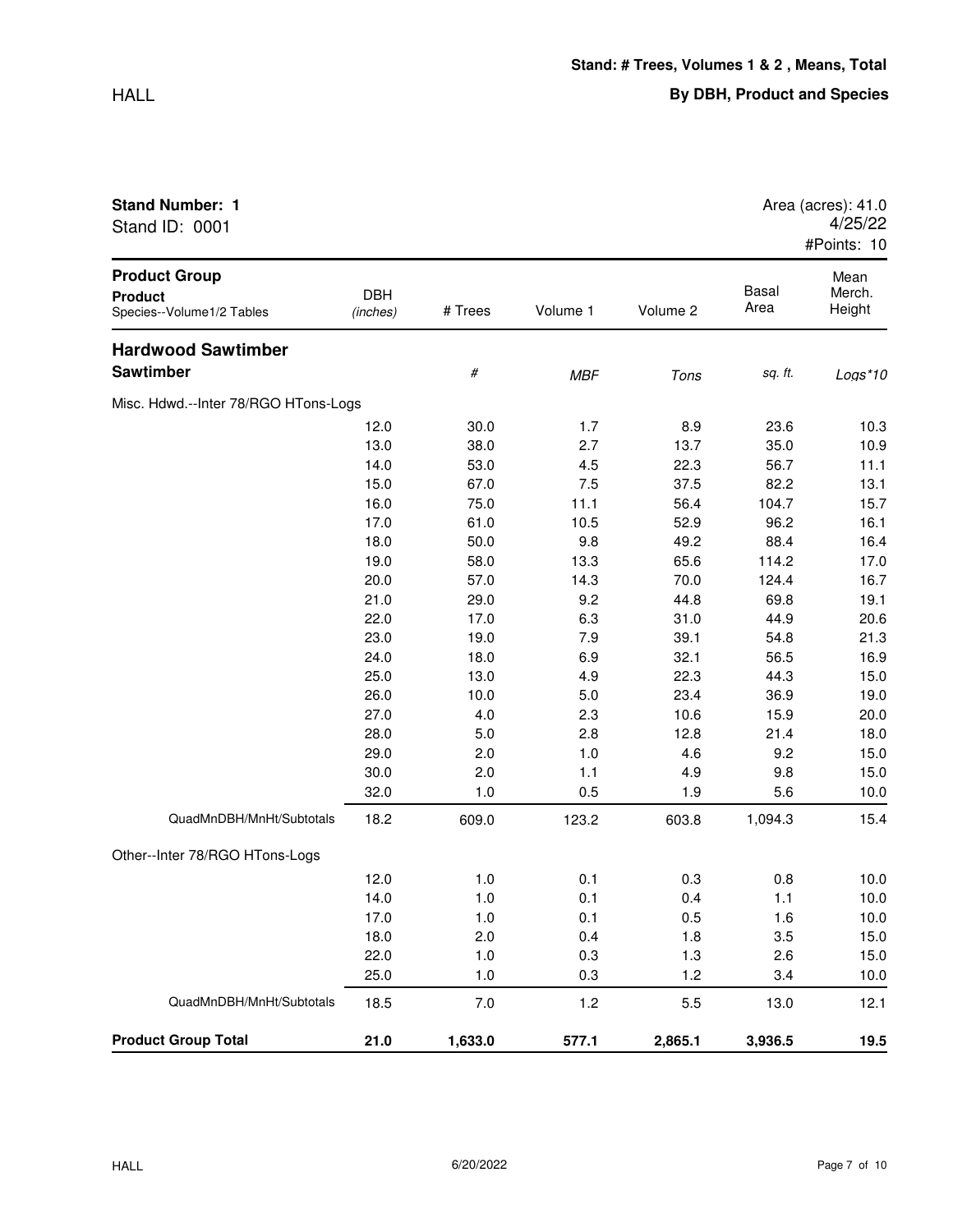**Stand: # Trees, Volumes 1 & 2 , Means, Total**

**By DBH, Product and Species**

**Stand Number: 1**
Stand ID: 0001

Area (acres): 41.0
4/25/22
#Points: 10

| Product Group / Product / Species--Volume1/2 Tables | DBH (inches) | # Trees | Volume 1 | Volume 2 | Basal Area | Mean Merch. Height |
|---|---|---|---|---|---|---|
| **Hardwood Sawtimber** | | | | | | |
| **Sawtimber** | | # | MBF | Tons | sq. ft. | Logs*10 |
| Misc. Hdwd.--Inter 78/RGO HTons-Logs | | | | | | |
| | 12.0 | 30.0 | 1.7 | 8.9 | 23.6 | 10.3 |
| | 13.0 | 38.0 | 2.7 | 13.7 | 35.0 | 10.9 |
| | 14.0 | 53.0 | 4.5 | 22.3 | 56.7 | 11.1 |
| | 15.0 | 67.0 | 7.5 | 37.5 | 82.2 | 13.1 |
| | 16.0 | 75.0 | 11.1 | 56.4 | 104.7 | 15.7 |
| | 17.0 | 61.0 | 10.5 | 52.9 | 96.2 | 16.1 |
| | 18.0 | 50.0 | 9.8 | 49.2 | 88.4 | 16.4 |
| | 19.0 | 58.0 | 13.3 | 65.6 | 114.2 | 17.0 |
| | 20.0 | 57.0 | 14.3 | 70.0 | 124.4 | 16.7 |
| | 21.0 | 29.0 | 9.2 | 44.8 | 69.8 | 19.1 |
| | 22.0 | 17.0 | 6.3 | 31.0 | 44.9 | 20.6 |
| | 23.0 | 19.0 | 7.9 | 39.1 | 54.8 | 21.3 |
| | 24.0 | 18.0 | 6.9 | 32.1 | 56.5 | 16.9 |
| | 25.0 | 13.0 | 4.9 | 22.3 | 44.3 | 15.0 |
| | 26.0 | 10.0 | 5.0 | 23.4 | 36.9 | 19.0 |
| | 27.0 | 4.0 | 2.3 | 10.6 | 15.9 | 20.0 |
| | 28.0 | 5.0 | 2.8 | 12.8 | 21.4 | 18.0 |
| | 29.0 | 2.0 | 1.0 | 4.6 | 9.2 | 15.0 |
| | 30.0 | 2.0 | 1.1 | 4.9 | 9.8 | 15.0 |
| | 32.0 | 1.0 | 0.5 | 1.9 | 5.6 | 10.0 |
| QuadMnDBH/MnHt/Subtotals | 18.2 | 609.0 | 123.2 | 603.8 | 1,094.3 | 15.4 |
| Other--Inter 78/RGO HTons-Logs | | | | | | |
| | 12.0 | 1.0 | 0.1 | 0.3 | 0.8 | 10.0 |
| | 14.0 | 1.0 | 0.1 | 0.4 | 1.1 | 10.0 |
| | 17.0 | 1.0 | 0.1 | 0.5 | 1.6 | 10.0 |
| | 18.0 | 2.0 | 0.4 | 1.8 | 3.5 | 15.0 |
| | 22.0 | 1.0 | 0.3 | 1.3 | 2.6 | 15.0 |
| | 25.0 | 1.0 | 0.3 | 1.2 | 3.4 | 10.0 |
| QuadMnDBH/MnHt/Subtotals | 18.5 | 7.0 | 1.2 | 5.5 | 13.0 | 12.1 |
| **Product Group Total** | **21.0** | **1,633.0** | **577.1** | **2,865.1** | **3,936.5** | **19.5** |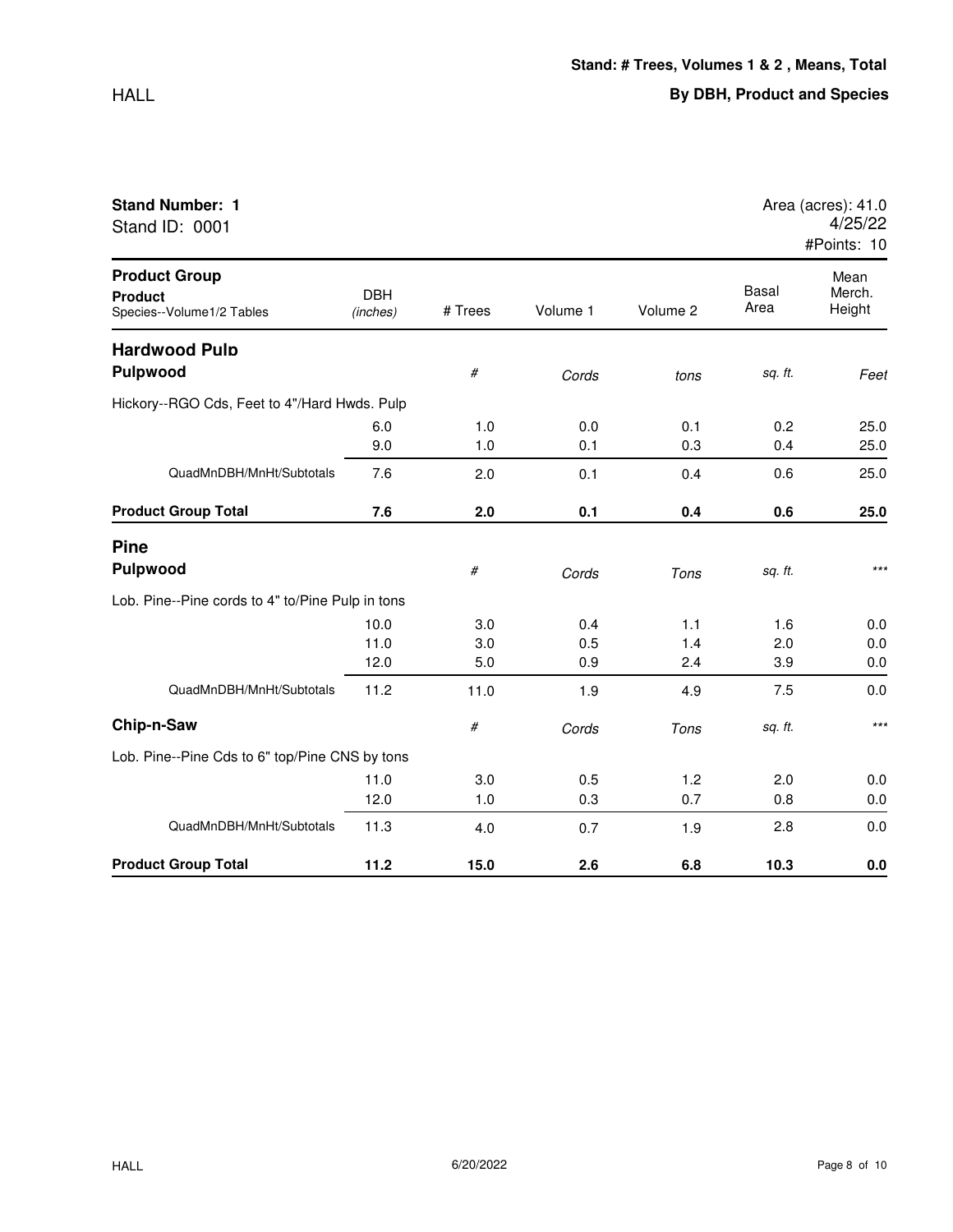**Stand: # Trees, Volumes 1 & 2 , Means, Total**

**By DBH, Product and Species**

**Stand Number: 1**
Stand ID: 0001

Area (acres): 41.0
4/25/22
#Points: 10

| Product Group<br>**Product**<br>Species--Volume1/2 Tables | DBH<br>*(inches)* | # Trees | Volume 1 | Volume 2 | Basal Area | Mean Merch. Height |
|---|---|---|---|---|---|---|
| **Hardwood Pulp** | | | | | | |
| **Pulpwood** | | *#* | *Cords* | *tons* | *sq. ft.* | *Feet* |
| Hickory--RGO Cds, Feet to 4"/Hard Hwds. Pulp | | | | | | |
| | 6.0 | 1.0 | 0.0 | 0.1 | 0.2 | 25.0 |
| | 9.0 | 1.0 | 0.1 | 0.3 | 0.4 | 25.0 |
| QuadMnDBH/MnHt/Subtotals | 7.6 | 2.0 | 0.1 | 0.4 | 0.6 | 25.0 |
| **Product Group Total** | **7.6** | **2.0** | **0.1** | **0.4** | **0.6** | **25.0** |
| **Pine** | | | | | | |
| **Pulpwood** | | *#* | *Cords* | *Tons* | *sq. ft.* | *** |
| Lob. Pine--Pine cords to 4" to/Pine Pulp in tons | | | | | | |
| | 10.0 | 3.0 | 0.4 | 1.1 | 1.6 | 0.0 |
| | 11.0 | 3.0 | 0.5 | 1.4 | 2.0 | 0.0 |
| | 12.0 | 5.0 | 0.9 | 2.4 | 3.9 | 0.0 |
| QuadMnDBH/MnHt/Subtotals | 11.2 | 11.0 | 1.9 | 4.9 | 7.5 | 0.0 |
| **Chip-n-Saw** | | *#* | *Cords* | *Tons* | *sq. ft.* | *** |
| Lob. Pine--Pine Cds to 6" top/Pine CNS by tons | | | | | | |
| | 11.0 | 3.0 | 0.5 | 1.2 | 2.0 | 0.0 |
| | 12.0 | 1.0 | 0.3 | 0.7 | 0.8 | 0.0 |
| QuadMnDBH/MnHt/Subtotals | 11.3 | 4.0 | 0.7 | 1.9 | 2.8 | 0.0 |
| **Product Group Total** | **11.2** | **15.0** | **2.6** | **6.8** | **10.3** | **0.0** |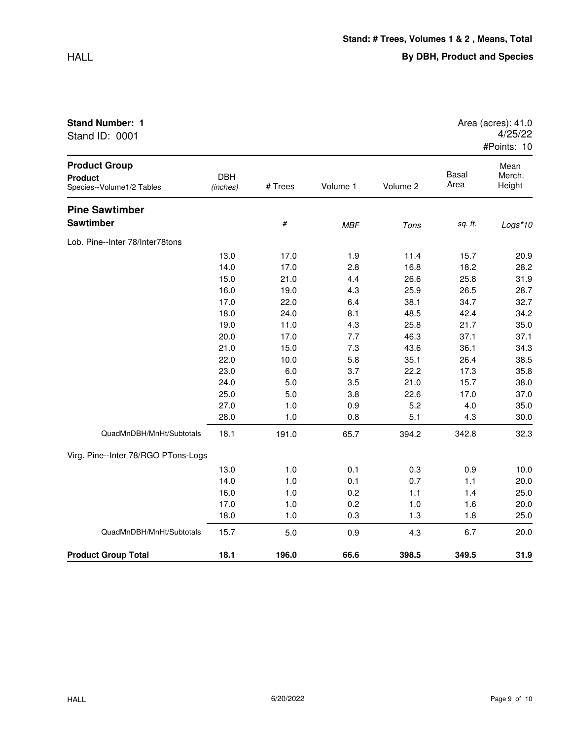## Stand: # Trees, Volumes 1 & 2 , Means, Total

### By DBH, Product and Species

**Stand Number: 1**
Stand ID: 0001

Area (acres): 41.0
4/25/22
#Points: 10

| Product Group / Product / Species--Volume1/2 Tables | DBH (inches) | # Trees | Volume 1 | Volume 2 | Basal Area | Mean Merch. Height |
|---|---|---|---|---|---|---|
| **Pine Sawtimber** | | | | | | |
| **Sawtimber** | | *#* | *MBF* | *Tons* | *sq. ft.* | *Logs*10* |
| Lob. Pine--Inter 78/Inter78tons | | | | | | |
| | 13.0 | 17.0 | 1.9 | 11.4 | 15.7 | 20.9 |
| | 14.0 | 17.0 | 2.8 | 16.8 | 18.2 | 28.2 |
| | 15.0 | 21.0 | 4.4 | 26.6 | 25.8 | 31.9 |
| | 16.0 | 19.0 | 4.3 | 25.9 | 26.5 | 28.7 |
| | 17.0 | 22.0 | 6.4 | 38.1 | 34.7 | 32.7 |
| | 18.0 | 24.0 | 8.1 | 48.5 | 42.4 | 34.2 |
| | 19.0 | 11.0 | 4.3 | 25.8 | 21.7 | 35.0 |
| | 20.0 | 17.0 | 7.7 | 46.3 | 37.1 | 37.1 |
| | 21.0 | 15.0 | 7.3 | 43.6 | 36.1 | 34.3 |
| | 22.0 | 10.0 | 5.8 | 35.1 | 26.4 | 38.5 |
| | 23.0 | 6.0 | 3.7 | 22.2 | 17.3 | 35.8 |
| | 24.0 | 5.0 | 3.5 | 21.0 | 15.7 | 38.0 |
| | 25.0 | 5.0 | 3.8 | 22.6 | 17.0 | 37.0 |
| | 27.0 | 1.0 | 0.9 | 5.2 | 4.0 | 35.0 |
| | 28.0 | 1.0 | 0.8 | 5.1 | 4.3 | 30.0 |
| QuadMnDBH/MnHt/Subtotals | 18.1 | 191.0 | 65.7 | 394.2 | 342.8 | 32.3 |
| Virg. Pine--Inter 78/RGO PTons-Logs | | | | | | |
| | 13.0 | 1.0 | 0.1 | 0.3 | 0.9 | 10.0 |
| | 14.0 | 1.0 | 0.1 | 0.7 | 1.1 | 20.0 |
| | 16.0 | 1.0 | 0.2 | 1.1 | 1.4 | 25.0 |
| | 17.0 | 1.0 | 0.2 | 1.0 | 1.6 | 20.0 |
| | 18.0 | 1.0 | 0.3 | 1.3 | 1.8 | 25.0 |
| QuadMnDBH/MnHt/Subtotals | 15.7 | 5.0 | 0.9 | 4.3 | 6.7 | 20.0 |
| **Product Group Total** | **18.1** | **196.0** | **66.6** | **398.5** | **349.5** | **31.9** |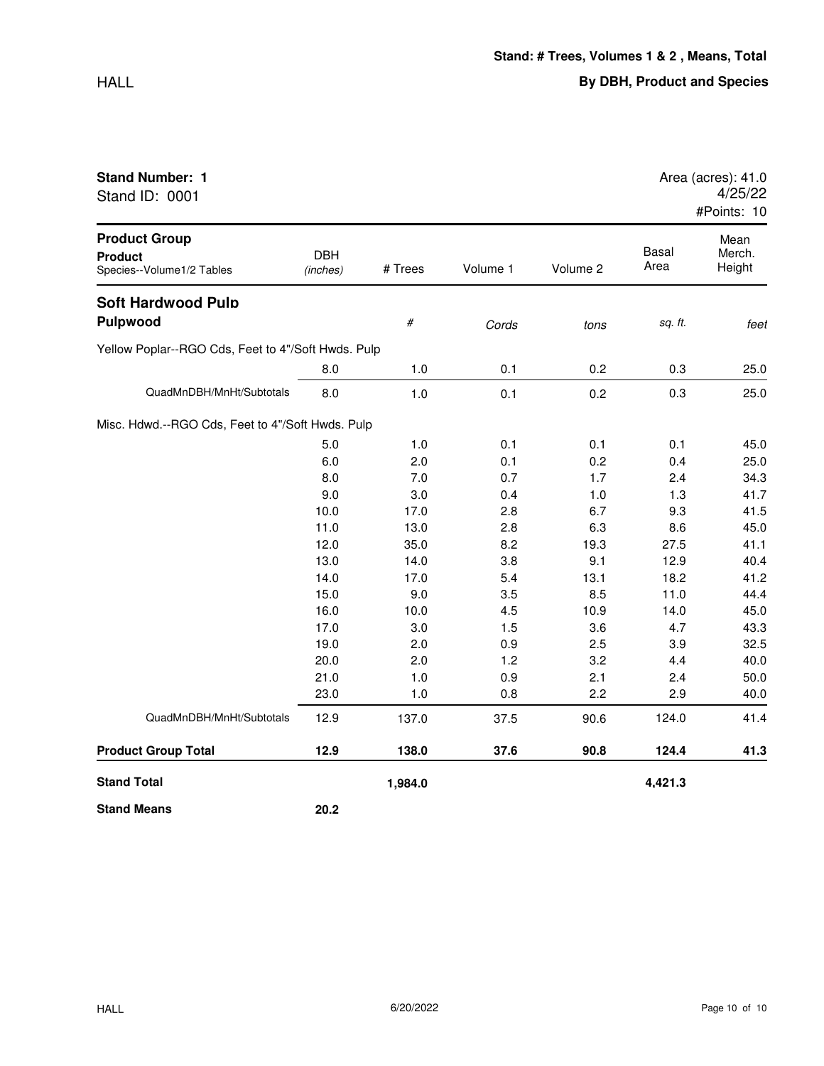**Stand: # Trees, Volumes 1 & 2 , Means, Total**

**By DBH, Product and Species**

**Stand Number: 1**
Stand ID: 0001

Area (acres): 41.0
4/25/22
#Points: 10

| **Product Group** / **Product** / Species--Volume1/2 Tables | DBH *(inches)* | # Trees | Volume 1 | Volume 2 | Basal Area | Mean Merch. Height |
|---|---|---|---|---|---|---|
| **Soft Hardwood Pulp** | | | | | | |
| **Pulpwood** | | *#* | *Cords* | *tons* | *sq. ft.* | *feet* |
| Yellow Poplar--RGO Cds, Feet to 4"/Soft Hwds. Pulp | | | | | | |
| | 8.0 | 1.0 | 0.1 | 0.2 | 0.3 | 25.0 |
| QuadMnDBH/MnHt/Subtotals | 8.0 | 1.0 | 0.1 | 0.2 | 0.3 | 25.0 |
| Misc. Hdwd.--RGO Cds, Feet to 4"/Soft Hwds. Pulp | | | | | | |
| | 5.0 | 1.0 | 0.1 | 0.1 | 0.1 | 45.0 |
| | 6.0 | 2.0 | 0.1 | 0.2 | 0.4 | 25.0 |
| | 8.0 | 7.0 | 0.7 | 1.7 | 2.4 | 34.3 |
| | 9.0 | 3.0 | 0.4 | 1.0 | 1.3 | 41.7 |
| | 10.0 | 17.0 | 2.8 | 6.7 | 9.3 | 41.5 |
| | 11.0 | 13.0 | 2.8 | 6.3 | 8.6 | 45.0 |
| | 12.0 | 35.0 | 8.2 | 19.3 | 27.5 | 41.1 |
| | 13.0 | 14.0 | 3.8 | 9.1 | 12.9 | 40.4 |
| | 14.0 | 17.0 | 5.4 | 13.1 | 18.2 | 41.2 |
| | 15.0 | 9.0 | 3.5 | 8.5 | 11.0 | 44.4 |
| | 16.0 | 10.0 | 4.5 | 10.9 | 14.0 | 45.0 |
| | 17.0 | 3.0 | 1.5 | 3.6 | 4.7 | 43.3 |
| | 19.0 | 2.0 | 0.9 | 2.5 | 3.9 | 32.5 |
| | 20.0 | 2.0 | 1.2 | 3.2 | 4.4 | 40.0 |
| | 21.0 | 1.0 | 0.9 | 2.1 | 2.4 | 50.0 |
| | 23.0 | 1.0 | 0.8 | 2.2 | 2.9 | 40.0 |
| QuadMnDBH/MnHt/Subtotals | 12.9 | 137.0 | 37.5 | 90.6 | 124.0 | 41.4 |
| **Product Group Total** | **12.9** | **138.0** | **37.6** | **90.8** | **124.4** | **41.3** |
| **Stand Total** | | **1,984.0** | | | **4,421.3** | |
| **Stand Means** | **20.2** | | | | | |